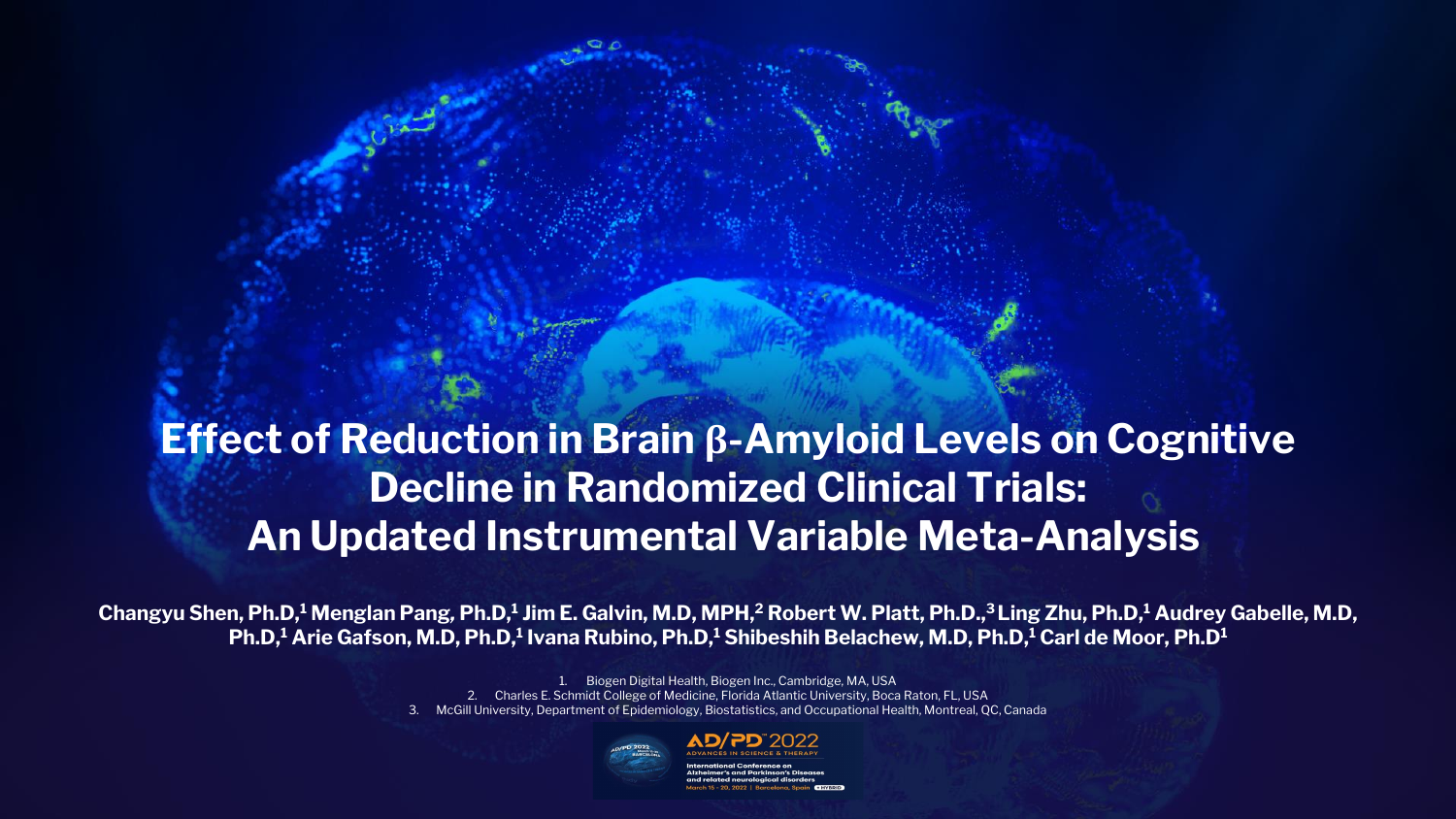# Effect of Reduction in Brain β-Amyloid Levels on Cognitive Decline in Randomized Clinical Trials: An Updated Instrumental Variable Meta-Analysis

**Changyu Shen, Ph.D,[1] Menglan Pang, Ph.D,[1] Jim E. Galvin, M.D, MPH,[2] Robert W. Platt, Ph.D.,[3] Ling Zhu, Ph.D,[1] Audrey Gabelle, M.D, Ph.D,[1] Arie Gafson, M.D, Ph.D,[1] Ivana Rubino, Ph.D,[1] Shibeshih Belachew, M.D, Ph.D,[1] Carl de Moor, Ph.D[1]**

1. Biogen Digital Health, Biogen Inc., Cambridge, MA, USA
2. Charles E. Schmidt College of Medicine, Florida Atlantic University, Boca Raton, FL, USA
3. McGill University, Department of Epidemiology, Biostatistics, and Occupational Health, Montreal, QC, Canada

AD/PD™ 2022 ADVANCES IN SCIENCE & THERAPY

International Conference on Alzheimer's and Parkinson's Diseases and related neurological disorders

March 15 - 20, 2022 | Barcelona, Spain + HYBRID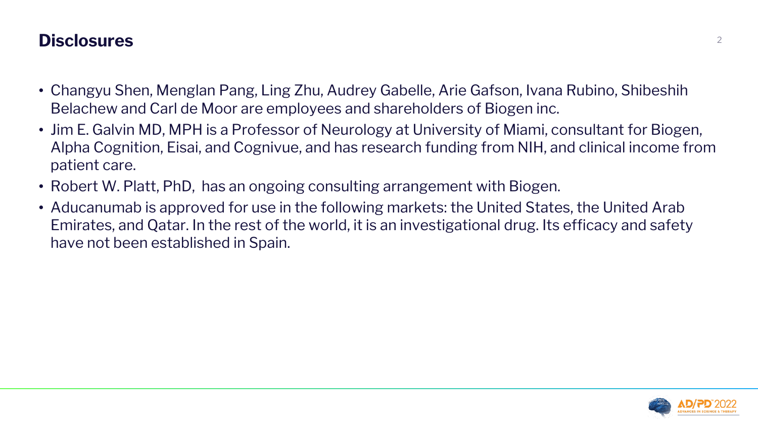## Disclosures

- Changyu Shen, Menglan Pang, Ling Zhu, Audrey Gabelle, Arie Gafson, Ivana Rubino, Shibeshih Belachew and Carl de Moor are employees and shareholders of Biogen inc.
- Jim E. Galvin MD, MPH is a Professor of Neurology at University of Miami, consultant for Biogen, Alpha Cognition, Eisai, and Cognivue, and has research funding from NIH, and clinical income from patient care.
- Robert W. Platt, PhD, has an ongoing consulting arrangement with Biogen.
- Aducanumab is approved for use in the following markets: the United States, the United Arab Emirates, and Qatar. In the rest of the world, it is an investigational drug. Its efficacy and safety have not been established in Spain.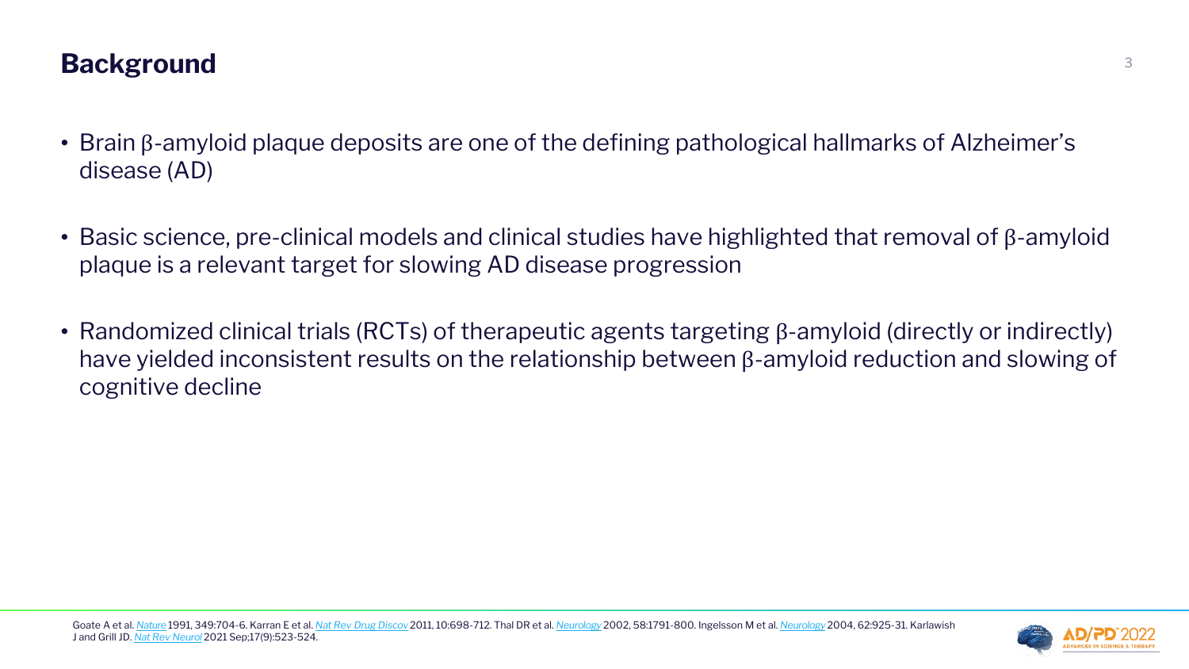## Background

- Brain β-amyloid plaque deposits are one of the defining pathological hallmarks of Alzheimer's disease (AD)
- Basic science, pre-clinical models and clinical studies have highlighted that removal of β-amyloid plaque is a relevant target for slowing AD disease progression
- Randomized clinical trials (RCTs) of therapeutic agents targeting β-amyloid (directly or indirectly) have yielded inconsistent results on the relationship between β-amyloid reduction and slowing of cognitive decline

Goate A et al. *Nature* 1991, 349:704-6. Karran E et al. *Nat Rev Drug Discov* 2011, 10:698-712. Thal DR et al. *Neurology* 2002, 58:1791-800. Ingelsson M et al. *Neurology* 2004, 62:925-31. Karlawish J and Grill JD. *Nat Rev Neurol* 2021 Sep;17(9):523-524.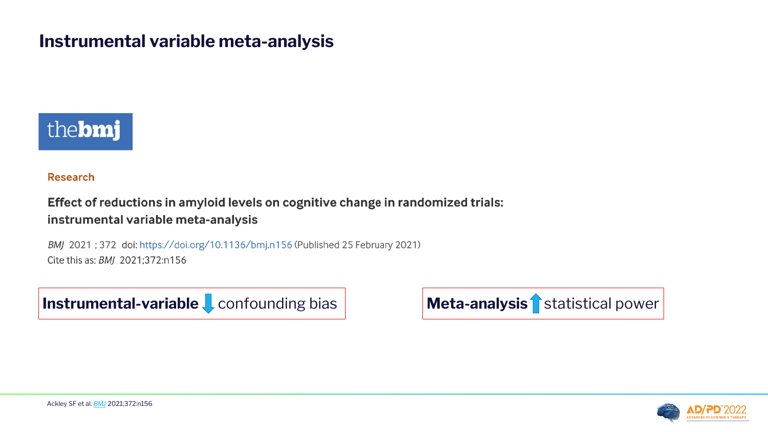# Instrumental variable meta-analysis

thebmj

Research

**Effect of reductions in amyloid levels on cognitive change in randomized trials: instrumental variable meta-analysis**

*BMJ* 2021 ; 372 doi: https://doi.org/10.1136/bmj.n156 (Published 25 February 2021)
Cite this as: *BMJ* 2021;372:n156

**Instrumental-variable** ↓ confounding bias

**Meta-analysis** ↑ statistical power

Ackley SF et al. *BMJ* 2021;372:n156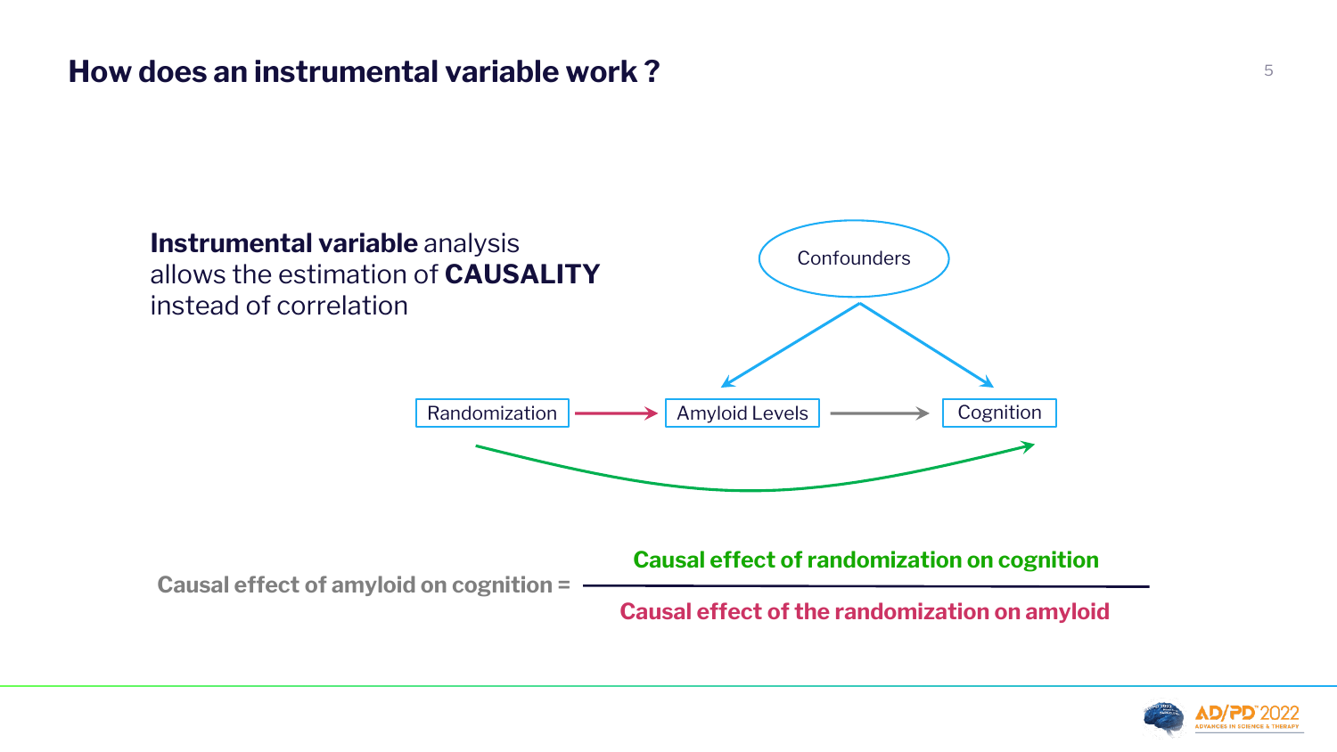# How does an instrumental variable work ?

**Instrumental variable** analysis allows the estimation of **CAUSALITY** instead of correlation

Confounders

Randomization → Amyloid Levels → Cognition

$$\text{Causal effect of amyloid on cognition} = \frac{\text{Causal effect of randomization on cognition}}{\text{Causal effect of the randomization on amyloid}}$$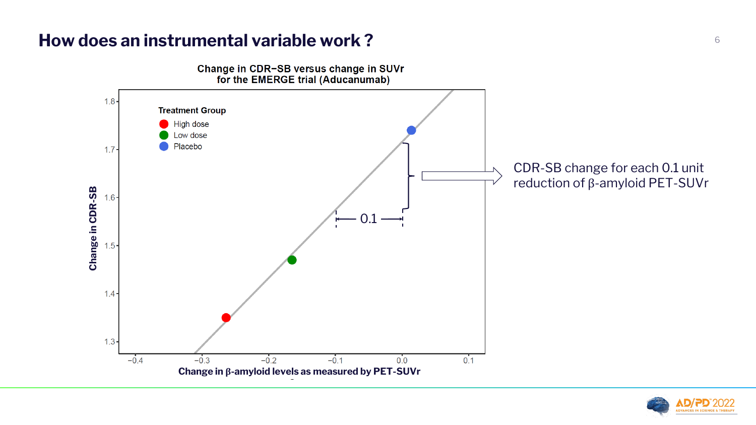# How does an instrumental variable work ?

**Change in CDR−SB versus change in SUVr for the EMERGE trial (Aducanumab)**

Treatment Group
- High dose
- Low dose
- Placebo

Change in CDR-SB

Change in β-amyloid levels as measured by PET-SUVr

0.1

CDR-SB change for each 0.1 unit reduction of β-amyloid PET-SUVr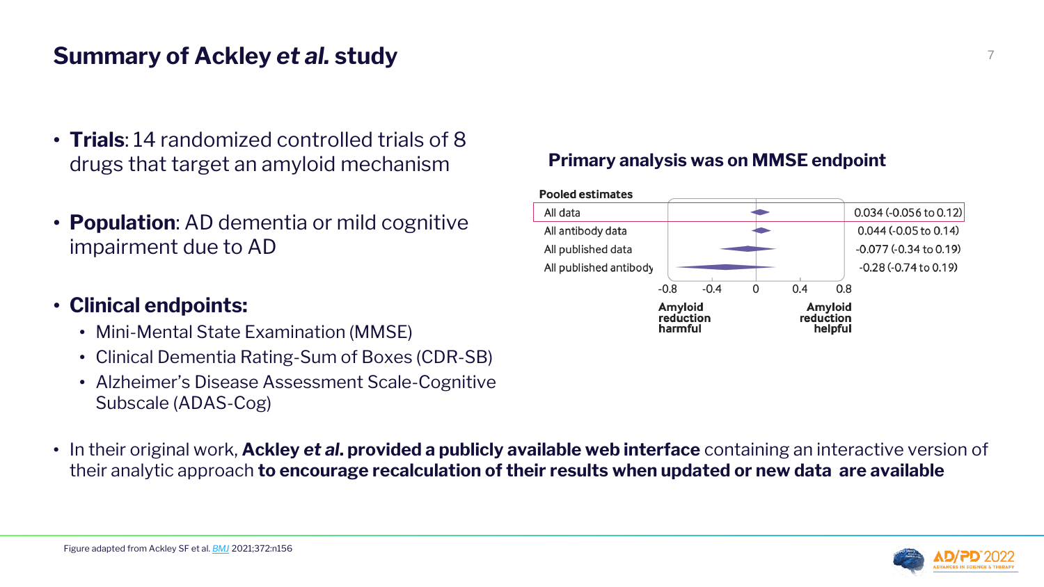# Summary of Ackley *et al.* study

- **Trials**: 14 randomized controlled trials of 8 drugs that target an amyloid mechanism
- **Population**: AD dementia or mild cognitive impairment due to AD
- **Clinical endpoints:**
  - Mini-Mental State Examination (MMSE)
  - Clinical Dementia Rating-Sum of Boxes (CDR-SB)
  - Alzheimer's Disease Assessment Scale-Cognitive Subscale (ADAS-Cog)

**Primary analysis was on MMSE endpoint**

**Pooled estimates**

| | Estimate (95% CI) |
|---|---|
| All data | 0.034 (-0.056 to 0.12) |
| All antibody data | 0.044 (-0.05 to 0.14) |
| All published data | -0.077 (-0.34 to 0.19) |
| All published antibody | -0.28 (-0.74 to 0.19) |

-0.8 -0.4 0 0.4 0.8

**Amyloid reduction harmful** — **Amyloid reduction helpful**

- In their original work, **Ackley *et al.* provided a publicly available web interface** containing an interactive version of their analytic approach **to encourage recalculation of their results when updated or new data are available**

Figure adapted from Ackley SF et al. *BMJ* 2021;372:n156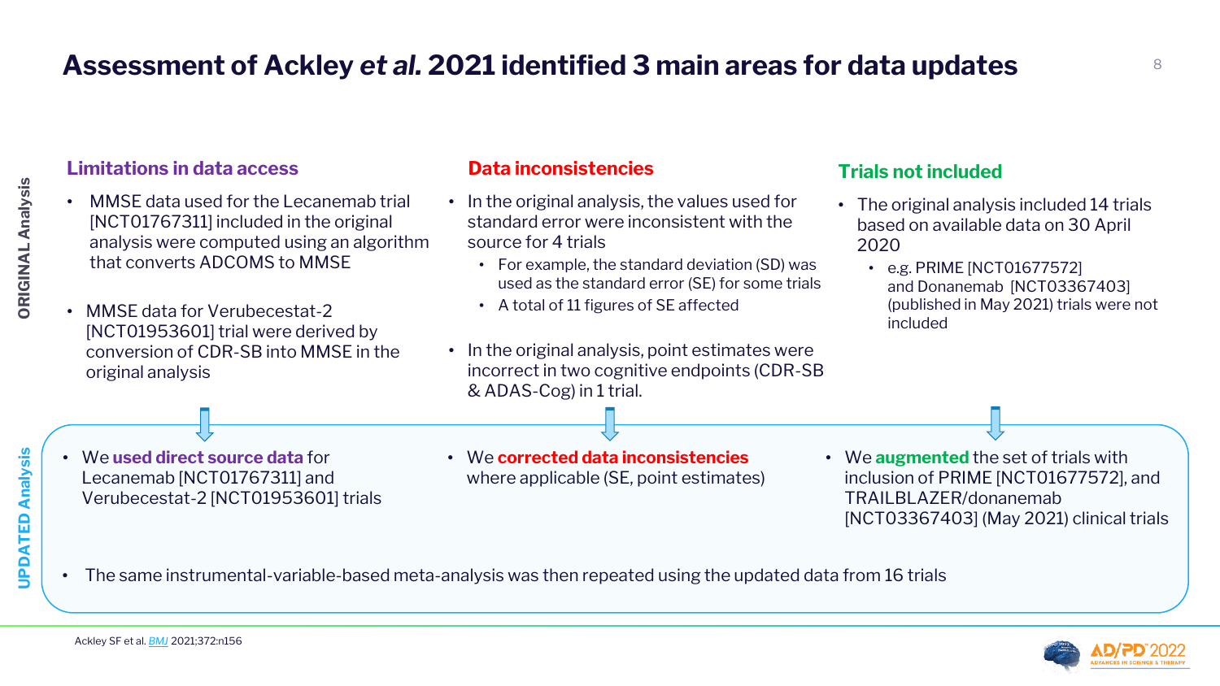# Assessment of Ackley *et al.* 2021 identified 3 main areas for data updates

## ORIGINAL Analysis

### Limitations in data access

- MMSE data used for the Lecanemab trial [NCT01767311] included in the original analysis were computed using an algorithm that converts ADCOMS to MMSE
- MMSE data for Verubecestat-2 [NCT01953601] trial were derived by conversion of CDR-SB into MMSE in the original analysis

### Data inconsistencies

- In the original analysis, the values used for standard error were inconsistent with the source for 4 trials
  - For example, the standard deviation (SD) was used as the standard error (SE) for some trials
  - A total of 11 figures of SE affected
- In the original analysis, point estimates were incorrect in two cognitive endpoints (CDR-SB & ADAS-Cog) in 1 trial.

### Trials not included

- The original analysis included 14 trials based on available data on 30 April 2020
  - e.g. PRIME [NCT01677572] and Donanemab [NCT03367403] (published in May 2021) trials were not included

## UPDATED Analysis

- We **used direct source data** for Lecanemab [NCT01767311] and Verubecestat-2 [NCT01953601] trials
- We **corrected data inconsistencies** where applicable (SE, point estimates)
- We **augmented** the set of trials with inclusion of PRIME [NCT01677572], and TRAILBLAZER/donanemab [NCT03367403] (May 2021) clinical trials
- The same instrumental-variable-based meta-analysis was then repeated using the updated data from 16 trials

Ackley SF et al. *BMJ* 2021;372:n156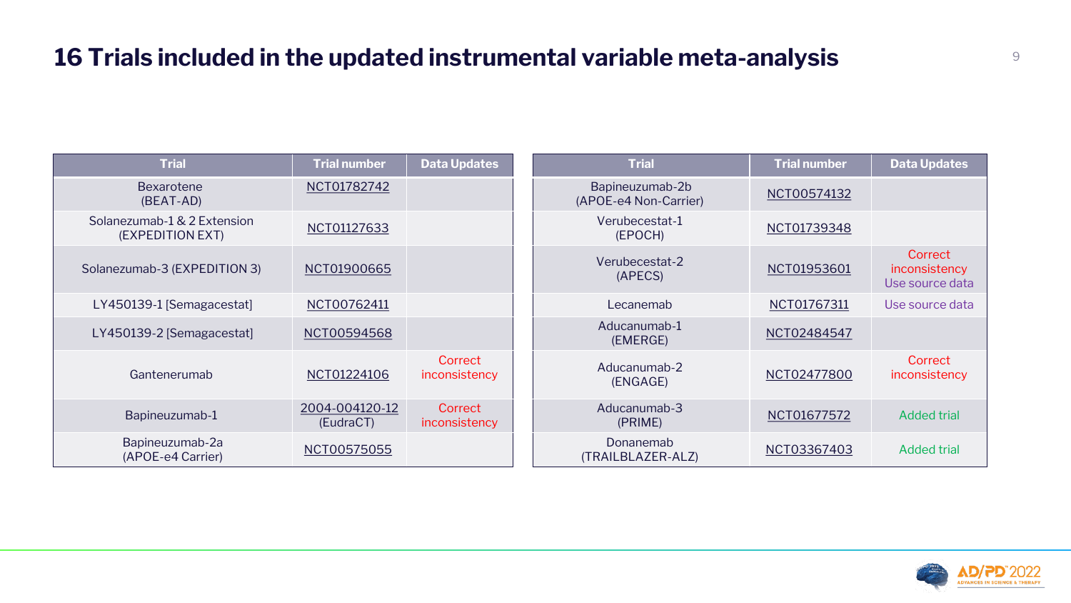# 16 Trials included in the updated instrumental variable meta-analysis

| Trial | Trial number | Data Updates |
|---|---|---|
| Bexarotene (BEAT-AD) | NCT01782742 | |
| Solanezumab-1 & 2 Extension (EXPEDITION EXT) | NCT01127633 | |
| Solanezumab-3 (EXPEDITION 3) | NCT01900665 | |
| LY450139-1 [Semagacestat] | NCT00762411 | |
| LY450139-2 [Semagacestat] | NCT00594568 | |
| Gantenerumab | NCT01224106 | Correct inconsistency |
| Bapineuzumab-1 | 2004-004120-12 (EudraCT) | Correct inconsistency |
| Bapineuzumab-2a (APOE-e4 Carrier) | NCT00575055 | |

| Trial | Trial number | Data Updates |
|---|---|---|
| Bapineuzumab-2b (APOE-e4 Non-Carrier) | NCT00574132 | |
| Verubecestat-1 (EPOCH) | NCT01739348 | |
| Verubecestat-2 (APECS) | NCT01953601 | Correct inconsistency Use source data |
| Lecanemab | NCT01767311 | Use source data |
| Aducanumab-1 (EMERGE) | NCT02484547 | |
| Aducanumab-2 (ENGAGE) | NCT02477800 | Correct inconsistency |
| Aducanumab-3 (PRIME) | NCT01677572 | Added trial |
| Donanemab (TRAILBLAZER-ALZ) | NCT03367403 | Added trial |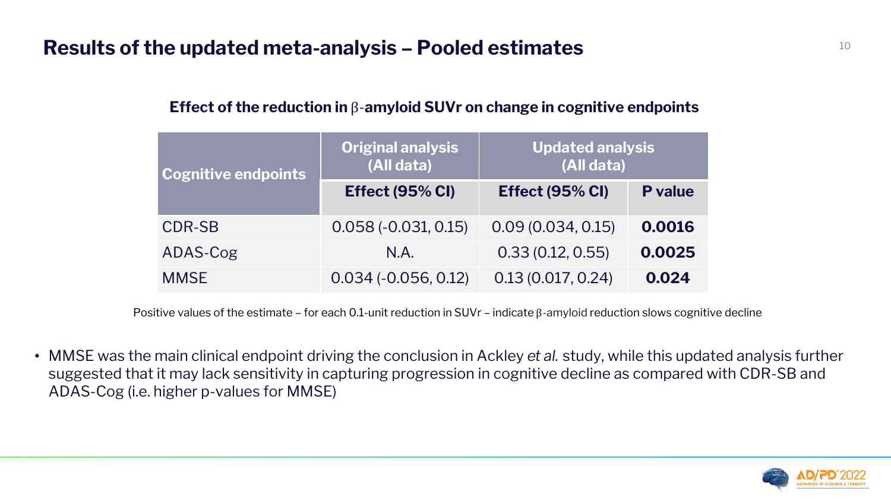# Results of the updated meta-analysis – Pooled estimates

**Effect of the reduction in β-amyloid SUVr on change in cognitive endpoints**

| Cognitive endpoints | Original analysis (All data) | Updated analysis (All data) | |
|---|---|---|---|
| | **Effect (95% CI)** | **Effect (95% CI)** | **P value** |
| CDR-SB | 0.058 (-0.031, 0.15) | 0.09 (0.034, 0.15) | **0.0016** |
| ADAS-Cog | N.A. | 0.33 (0.12, 0.55) | **0.0025** |
| MMSE | 0.034 (-0.056, 0.12) | 0.13 (0.017, 0.24) | **0.024** |

Positive values of the estimate – for each 0.1-unit reduction in SUVr – indicate β-amyloid reduction slows cognitive decline

- MMSE was the main clinical endpoint driving the conclusion in Ackley *et al.* study, while this updated analysis further suggested that it may lack sensitivity in capturing progression in cognitive decline as compared with CDR-SB and ADAS-Cog (i.e. higher p-values for MMSE)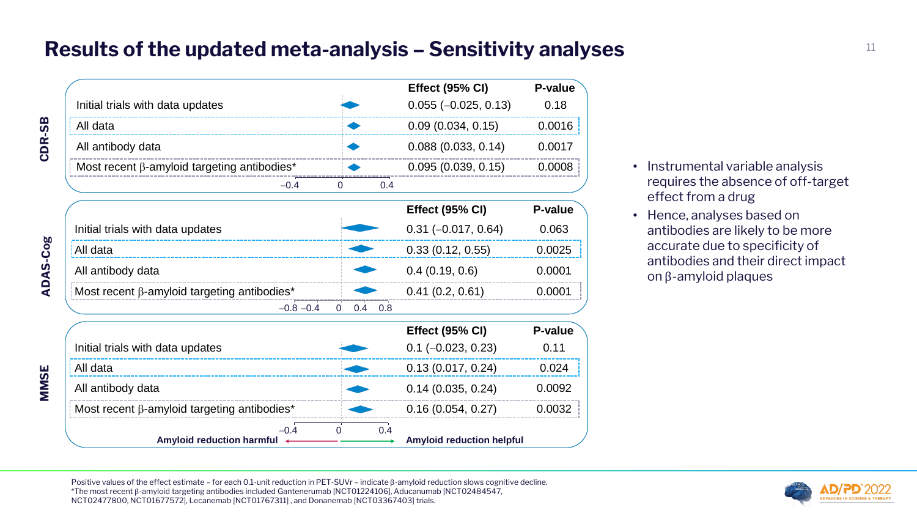# Results of the updated meta-analysis – Sensitivity analyses

**CDR-SB**

| | Effect (95% CI) | P-value |
|---|---|---|
| Initial trials with data updates | 0.055 (–0.025, 0.13) | 0.18 |
| All data | 0.09 (0.034, 0.15) | 0.0016 |
| All antibody data | 0.088 (0.033, 0.14) | 0.0017 |
| Most recent β-amyloid targeting antibodies* | 0.095 (0.039, 0.15) | 0.0008 |

**ADAS-Cog**

| | Effect (95% CI) | P-value |
|---|---|---|
| Initial trials with data updates | 0.31 (–0.017, 0.64) | 0.063 |
| All data | 0.33 (0.12, 0.55) | 0.0025 |
| All antibody data | 0.4 (0.19, 0.6) | 0.0001 |
| Most recent β-amyloid targeting antibodies* | 0.41 (0.2, 0.61) | 0.0001 |

**MMSE**

| | Effect (95% CI) | P-value |
|---|---|---|
| Initial trials with data updates | 0.1 (–0.023, 0.23) | 0.11 |
| All data | 0.13 (0.017, 0.24) | 0.024 |
| All antibody data | 0.14 (0.035, 0.24) | 0.0092 |
| Most recent β-amyloid targeting antibodies* | 0.16 (0.054, 0.27) | 0.0032 |

**Amyloid reduction harmful** ← → **Amyloid reduction helpful**

- Instrumental variable analysis requires the absence of off-target effect from a drug
- Hence, analyses based on antibodies are likely to be more accurate due to specificity of antibodies and their direct impact on β-amyloid plaques

Positive values of the effect estimate – for each 0.1-unit reduction in PET-SUVr – indicate β-amyloid reduction slows cognitive decline.
*The most recent β-amyloid targeting antibodies included Gantenerumab [NCT01224106], Aducanumab [NCT02484547, NCT02477800, NCT01677572], Lecanemab [NCT01767311] , and Donanemab [NCT03367403] trials.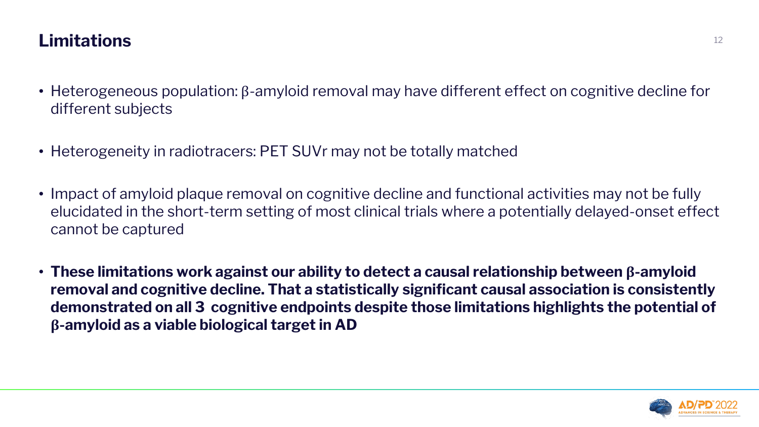# Limitations

- Heterogeneous population: β-amyloid removal may have different effect on cognitive decline for different subjects
- Heterogeneity in radiotracers: PET SUVr may not be totally matched
- Impact of amyloid plaque removal on cognitive decline and functional activities may not be fully elucidated in the short-term setting of most clinical trials where a potentially delayed-onset effect cannot be captured
- **These limitations work against our ability to detect a causal relationship between β-amyloid removal and cognitive decline. That a statistically significant causal association is consistently demonstrated on all 3 cognitive endpoints despite those limitations highlights the potential of β-amyloid as a viable biological target in AD**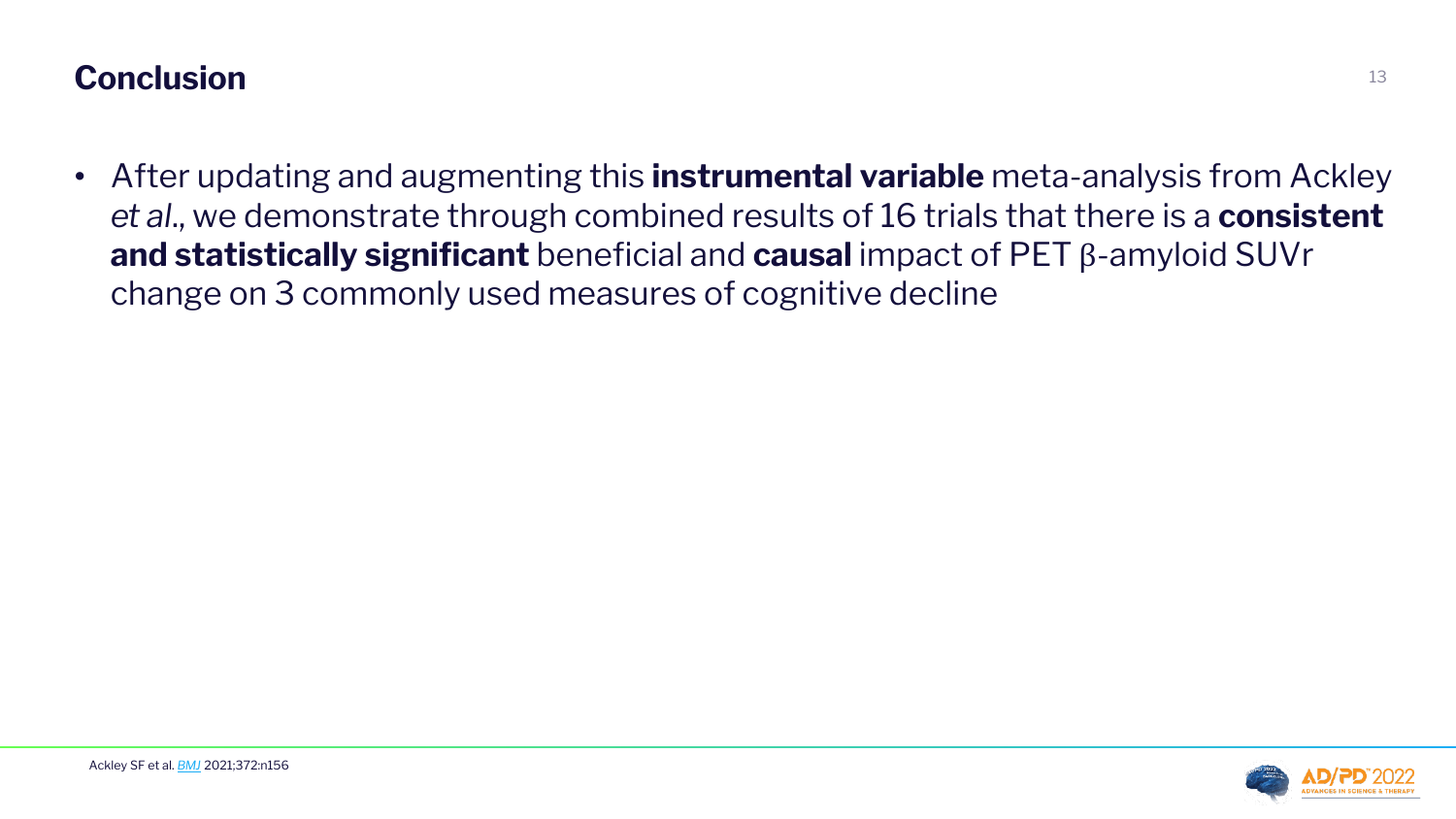# Conclusion

- After updating and augmenting this **instrumental variable** meta-analysis from Ackley *et al*., we demonstrate through combined results of 16 trials that there is a **consistent and statistically significant** beneficial and **causal** impact of PET β-amyloid SUVr change on 3 commonly used measures of cognitive decline

Ackley SF et al. *BMJ* 2021;372:n156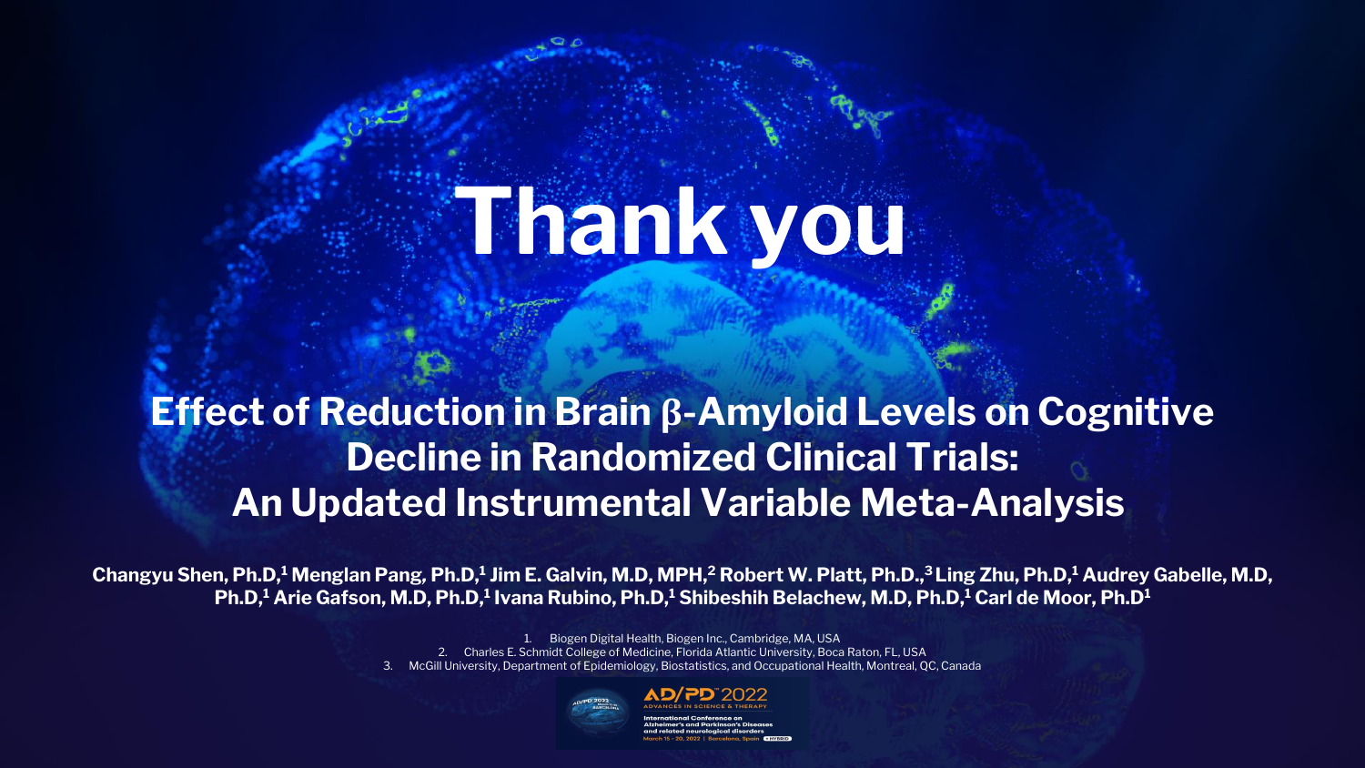# Thank you

## Effect of Reduction in Brain β-Amyloid Levels on Cognitive Decline in Randomized Clinical Trials: An Updated Instrumental Variable Meta-Analysis

**Changyu Shen, Ph.D,[1] Menglan Pang, Ph.D,[1] Jim E. Galvin, M.D, MPH,[2] Robert W. Platt, Ph.D.,[3] Ling Zhu, Ph.D,[1] Audrey Gabelle, M.D, Ph.D,[1] Arie Gafson, M.D, Ph.D,[1] Ivana Rubino, Ph.D,[1] Shibeshih Belachew, M.D, Ph.D,[1] Carl de Moor, Ph.D[1]**

1. Biogen Digital Health, Biogen Inc., Cambridge, MA, USA
2. Charles E. Schmidt College of Medicine, Florida Atlantic University, Boca Raton, FL, USA
3. McGill University, Department of Epidemiology, Biostatistics, and Occupational Health, Montreal, QC, Canada

AD/PD™ 2022
ADVANCES IN SCIENCE & THERAPY
International Conference on Alzheimer's and Parkinson's Diseases and related neurological disorders
March 15 - 20, 2022 | Barcelona, Spain + HYBRID